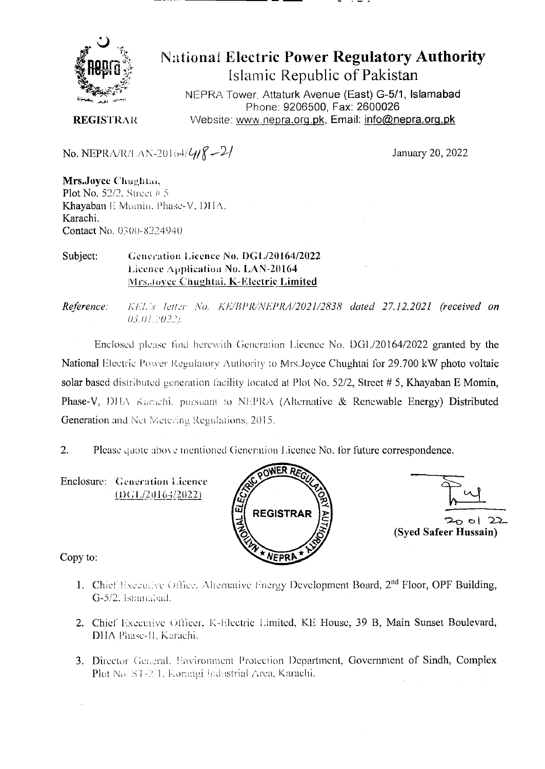# National Electric Power Regulatory Authority

## Islamic Republic of Pakistan

NEPRA Tower, Attaturk Avenue (East) G-5/1, Islamabad
Phone: 9206500, Fax: 2600026
Website: www.nepra.org.pk, Email: info@nepra.org.pk

**REGISTRAR**

No. NEPRA/R/LAN-20164/418-21

January 20, 2022

**Mrs.Joyce Chughtai,**
Plot No. 52/2, Street # 5
Khayaban E Momin, Phase-V, DHA,
Karachi.
Contact No. 0300-8224940

Subject: **Generation Licence No. DGL/20164/2022**
**Licence Application No. LAN-20164**
**Mrs.Joyce Chughtai, K-Electric Limited**

*Reference: KEL's letter No. KE/BPR/NEPRA/2021/2838 dated 27.12.2021 (received on 03.01.2022).*

Enclosed please find herewith Generation Licence No. DGL/20164/2022 granted by the National Electric Power Regulatory Authority to Mrs.Joyce Chughtai for 29.700 kW photo voltaic solar based distributed generation facility located at Plot No. 52/2, Street # 5, Khayaban E Momin, Phase-V, DHA Karachi, pursuant to NEPRA (Alternative & Renewable Energy) Distributed Generation and Net Metering Regulations, 2015.

2. Please quote above mentioned Generation Licence No. for future correspondence.

Enclosure: Generation Licence
(DGL/20164/2022)

20 01 22
**(Syed Safeer Hussain)**

Copy to:

1. Chief Executive Office, Alternative Energy Development Board, 2nd Floor, OPF Building, G-5/2, Islamabad.
2. Chief Executive Officer, K-Electric Limited, KE House, 39 B, Main Sunset Boulevard, DHA Phase-II, Karachi.
3. Director General, Environment Protection Department, Government of Sindh, Complex Plot No. ST-2/1, Korangi Industrial Area, Karachi.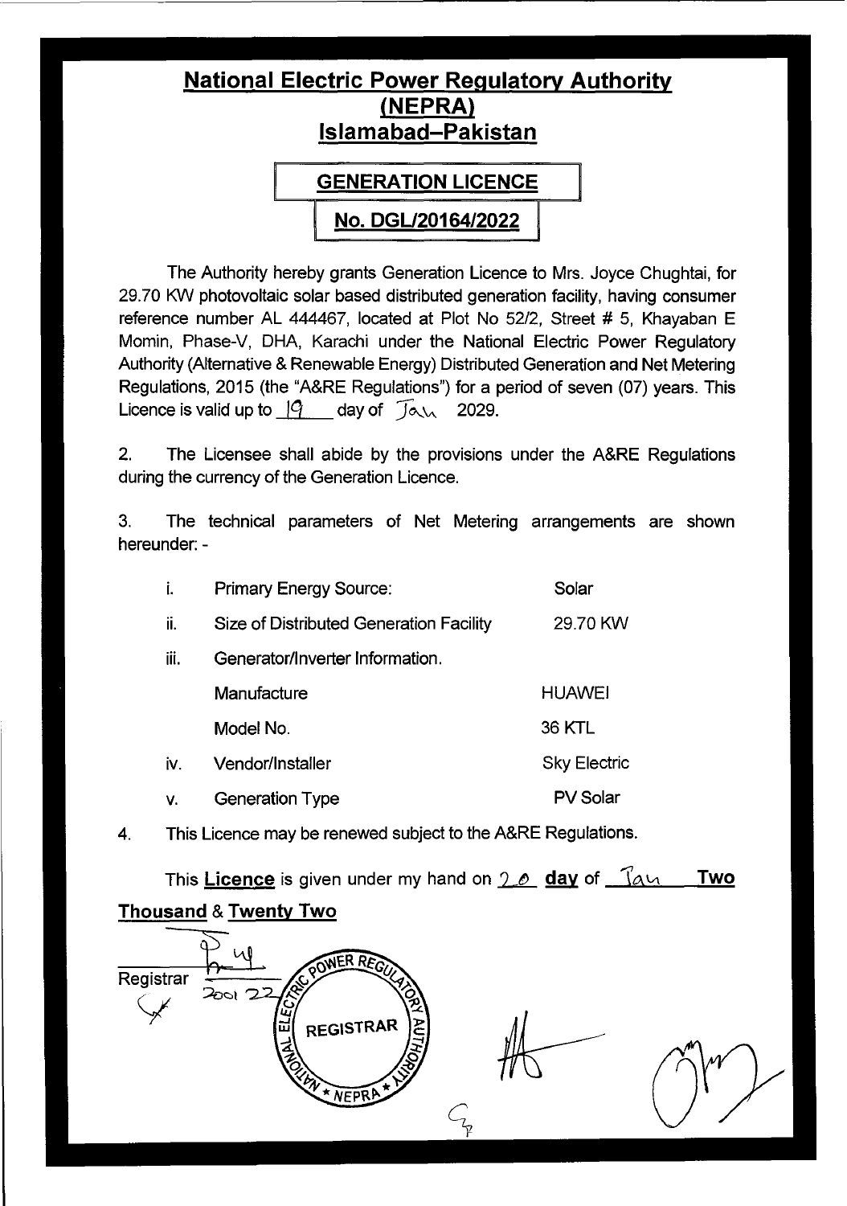# National Electric Power Regulatory Authority (NEPRA) Islamabad–Pakistan

## GENERATION LICENCE

## No. DGL/20164/2022

The Authority hereby grants Generation Licence to Mrs. Joyce Chughtai, for 29.70 KW photovoltaic solar based distributed generation facility, having consumer reference number AL 444467, located at Plot No 52/2, Street # 5, Khayaban E Momin, Phase-V, DHA, Karachi under the National Electric Power Regulatory Authority (Alternative & Renewable Energy) Distributed Generation and Net Metering Regulations, 2015 (the "A&RE Regulations") for a period of seven (07) years. This Licence is valid up to 19 day of Jan 2029.

2. The Licensee shall abide by the provisions under the A&RE Regulations during the currency of the Generation Licence.

3. The technical parameters of Net Metering arrangements are shown hereunder: -

| | | |
|---|---|---|
| i. | Primary Energy Source: | Solar |
| ii. | Size of Distributed Generation Facility | 29.70 KW |
| iii. | Generator/Inverter Information. | |
| | Manufacture | HUAWEI |
| | Model No. | 36 KTL |
| iv. | Vendor/Installer | Sky Electric |
| v. | Generation Type | PV Solar |

4. This Licence may be renewed subject to the A&RE Regulations.

This **Licence** is given under my hand on 20 **day** of Jan **Two Thousand** & **Twenty Two**

Registrar

REGISTRAR
NATIONAL ELECTRIC POWER REGULATORY AUTHORITY
NEPRA